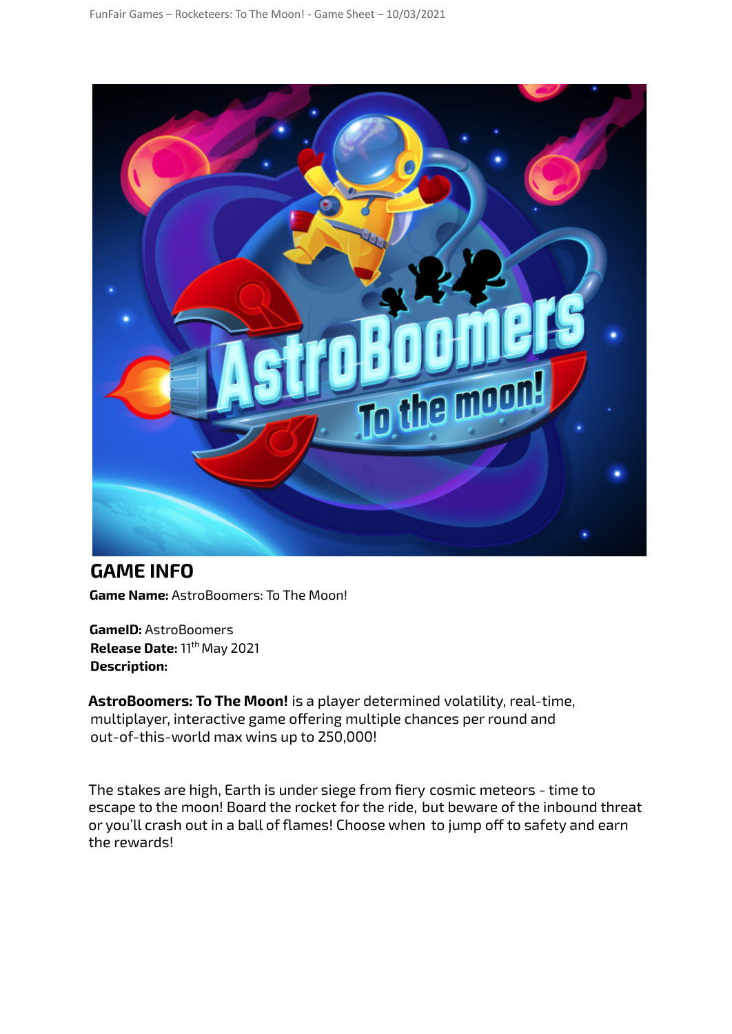## GAME INFO

**Game Name:** AstroBoomers: To The Moon!

**GameID:** AstroBoomers
**Release Date:** 11th May 2021
**Description:**

**AstroBoomers: To The Moon!** is a player determined volatility, real-time, multiplayer, interactive game offering multiple chances per round and out-of-this-world max wins up to 250,000!

The stakes are high, Earth is under siege from fiery cosmic meteors - time to escape to the moon! Board the rocket for the ride, but beware of the inbound threat or you'll crash out in a ball of flames! Choose when to jump off to safety and earn the rewards!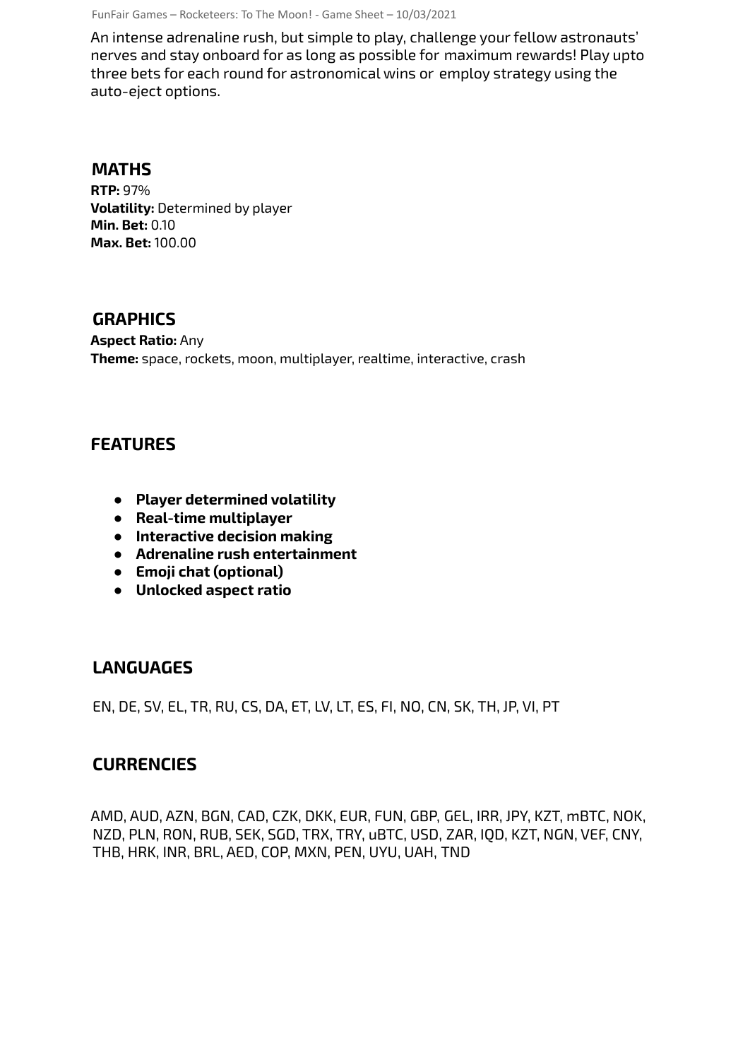An intense adrenaline rush, but simple to play, challenge your fellow astronauts' nerves and stay onboard for as long as possible for maximum rewards! Play upto three bets for each round for astronomical wins or employ strategy using the auto-eject options.

## MATHS

**RTP:** 97%
**Volatility:** Determined by player
**Min. Bet:** 0.10
**Max. Bet:** 100.00

## GRAPHICS

**Aspect Ratio:** Any
**Theme:** space, rockets, moon, multiplayer, realtime, interactive, crash

## FEATURES

- **Player determined volatility**
- **Real-time multiplayer**
- **Interactive decision making**
- **Adrenaline rush entertainment**
- **Emoji chat (optional)**
- **Unlocked aspect ratio**

## LANGUAGES

EN, DE, SV, EL, TR, RU, CS, DA, ET, LV, LT, ES, FI, NO, CN, SK, TH, JP, VI, PT

## CURRENCIES

AMD, AUD, AZN, BGN, CAD, CZK, DKK, EUR, FUN, GBP, GEL, IRR, JPY, KZT, mBTC, NOK, NZD, PLN, RON, RUB, SEK, SGD, TRX, TRY, uBTC, USD, ZAR, IQD, KZT, NGN, VEF, CNY, THB, HRK, INR, BRL, AED, COP, MXN, PEN, UYU, UAH, TND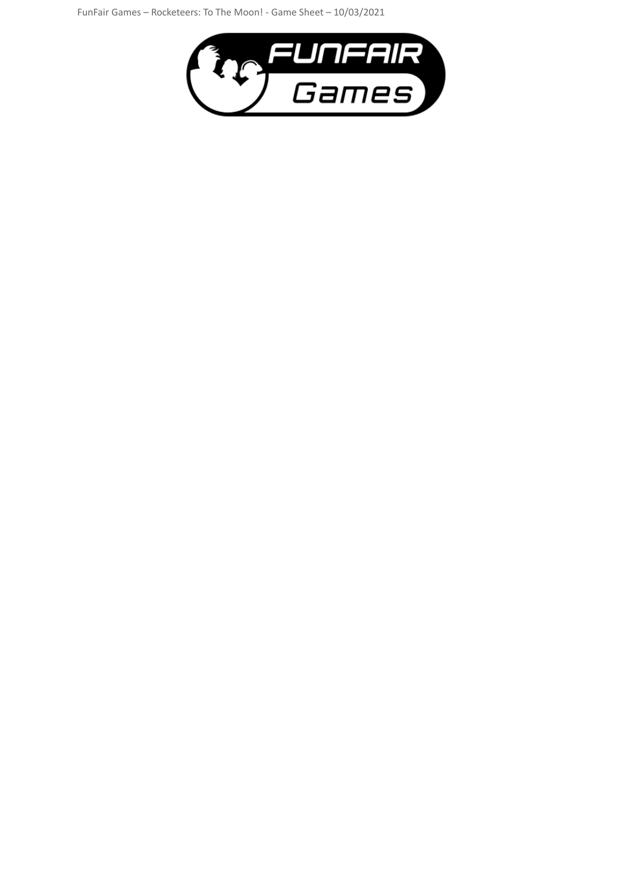FUNFAIR

Games